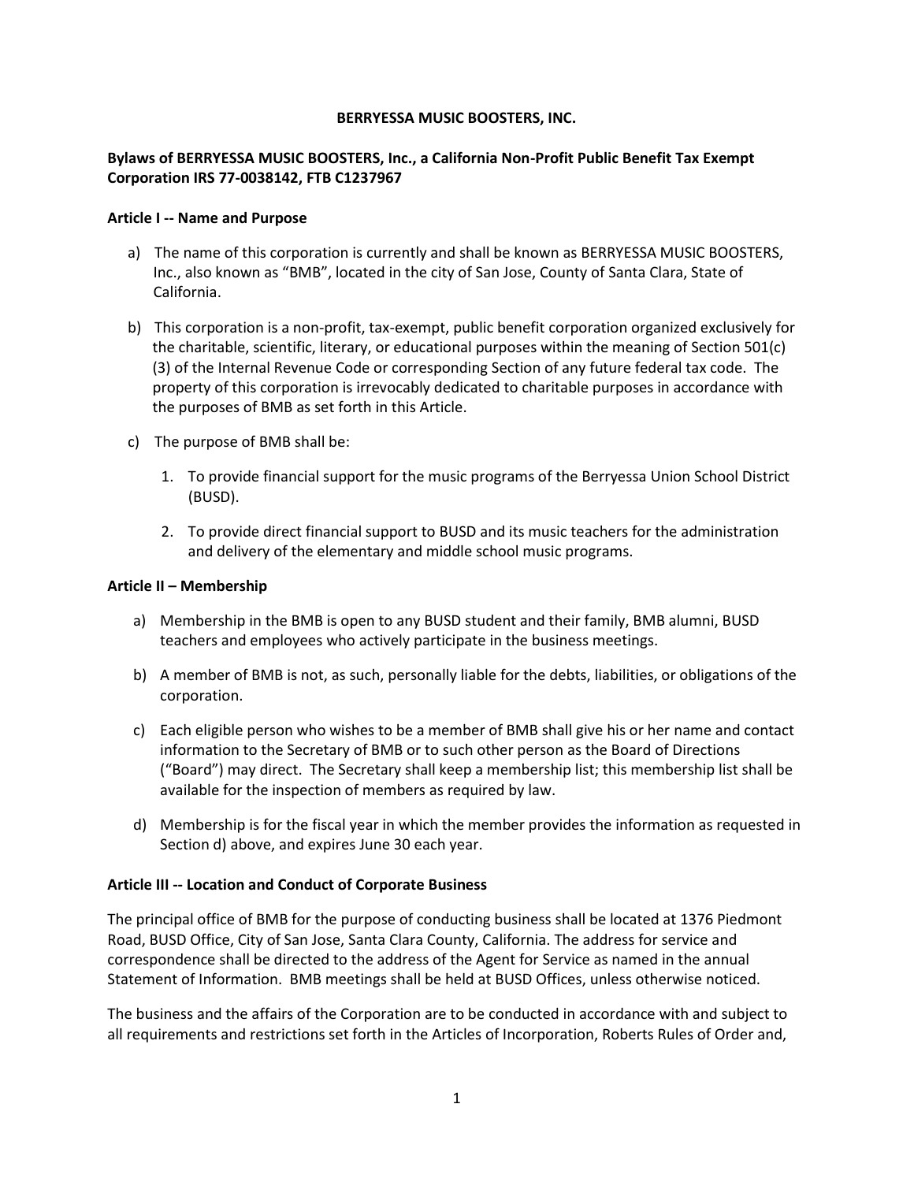# BERRYESSA MUSIC BOOSTERS, INC.

**Bylaws of BERRYESSA MUSIC BOOSTERS, Inc., a California Non-Profit Public Benefit Tax Exempt Corporation IRS 77-0038142, FTB C1237967**

## Article I -- Name and Purpose

a) The name of this corporation is currently and shall be known as BERRYESSA MUSIC BOOSTERS, Inc., also known as "BMB", located in the city of San Jose, County of Santa Clara, State of California.

b) This corporation is a non-profit, tax-exempt, public benefit corporation organized exclusively for the charitable, scientific, literary, or educational purposes within the meaning of Section 501(c)(3) of the Internal Revenue Code or corresponding Section of any future federal tax code. The property of this corporation is irrevocably dedicated to charitable purposes in accordance with the purposes of BMB as set forth in this Article.

c) The purpose of BMB shall be:

1. To provide financial support for the music programs of the Berryessa Union School District (BUSD).
2. To provide direct financial support to BUSD and its music teachers for the administration and delivery of the elementary and middle school music programs.

## Article II – Membership

a) Membership in the BMB is open to any BUSD student and their family, BMB alumni, BUSD teachers and employees who actively participate in the business meetings.

b) A member of BMB is not, as such, personally liable for the debts, liabilities, or obligations of the corporation.

c) Each eligible person who wishes to be a member of BMB shall give his or her name and contact information to the Secretary of BMB or to such other person as the Board of Directions ("Board") may direct. The Secretary shall keep a membership list; this membership list shall be available for the inspection of members as required by law.

d) Membership is for the fiscal year in which the member provides the information as requested in Section d) above, and expires June 30 each year.

## Article III -- Location and Conduct of Corporate Business

The principal office of BMB for the purpose of conducting business shall be located at 1376 Piedmont Road, BUSD Office, City of San Jose, Santa Clara County, California. The address for service and correspondence shall be directed to the address of the Agent for Service as named in the annual Statement of Information. BMB meetings shall be held at BUSD Offices, unless otherwise noticed.

The business and the affairs of the Corporation are to be conducted in accordance with and subject to all requirements and restrictions set forth in the Articles of Incorporation, Roberts Rules of Order and,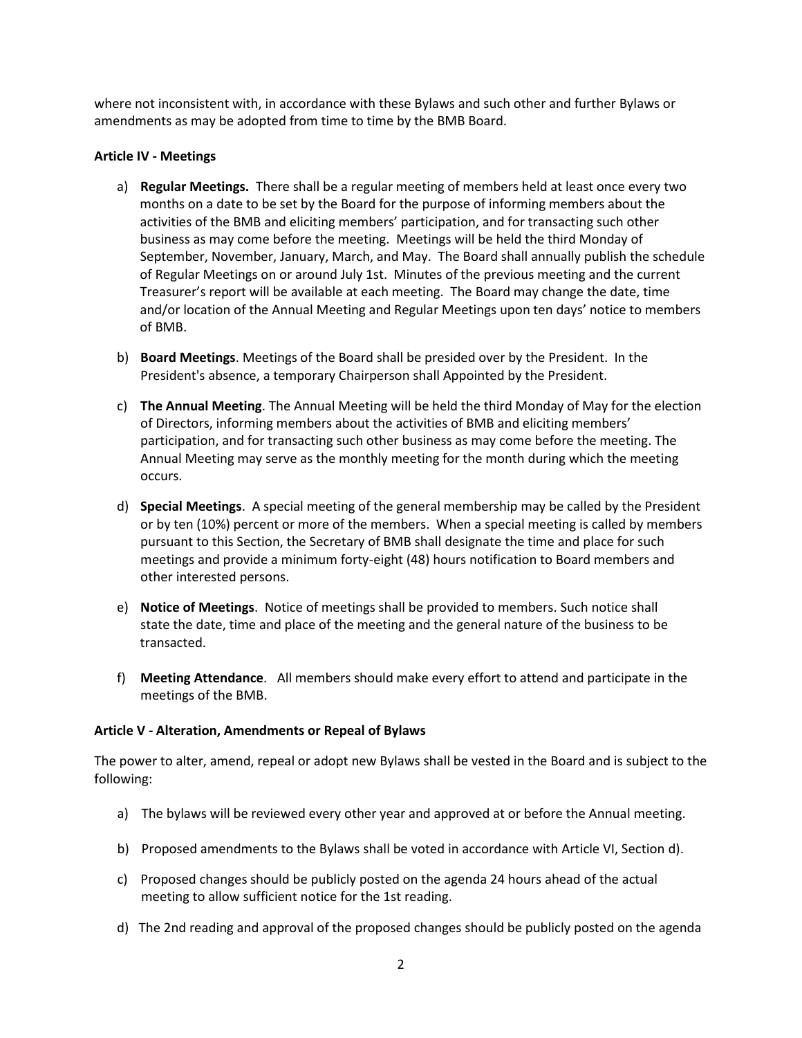where not inconsistent with, in accordance with these Bylaws and such other and further Bylaws or amendments as may be adopted from time to time by the BMB Board.

**Article IV - Meetings**

a) **Regular Meetings.** There shall be a regular meeting of members held at least once every two months on a date to be set by the Board for the purpose of informing members about the activities of the BMB and eliciting members' participation, and for transacting such other business as may come before the meeting. Meetings will be held the third Monday of September, November, January, March, and May. The Board shall annually publish the schedule of Regular Meetings on or around July 1st. Minutes of the previous meeting and the current Treasurer's report will be available at each meeting. The Board may change the date, time and/or location of the Annual Meeting and Regular Meetings upon ten days' notice to members of BMB.

b) **Board Meetings**. Meetings of the Board shall be presided over by the President. In the President's absence, a temporary Chairperson shall Appointed by the President.

c) **The Annual Meeting**. The Annual Meeting will be held the third Monday of May for the election of Directors, informing members about the activities of BMB and eliciting members' participation, and for transacting such other business as may come before the meeting. The Annual Meeting may serve as the monthly meeting for the month during which the meeting occurs.

d) **Special Meetings**. A special meeting of the general membership may be called by the President or by ten (10%) percent or more of the members. When a special meeting is called by members pursuant to this Section, the Secretary of BMB shall designate the time and place for such meetings and provide a minimum forty-eight (48) hours notification to Board members and other interested persons.

e) **Notice of Meetings**. Notice of meetings shall be provided to members. Such notice shall state the date, time and place of the meeting and the general nature of the business to be transacted.

f) **Meeting Attendance**. All members should make every effort to attend and participate in the meetings of the BMB.

**Article V - Alteration, Amendments or Repeal of Bylaws**

The power to alter, amend, repeal or adopt new Bylaws shall be vested in the Board and is subject to the following:

a) The bylaws will be reviewed every other year and approved at or before the Annual meeting.

b) Proposed amendments to the Bylaws shall be voted in accordance with Article VI, Section d).

c) Proposed changes should be publicly posted on the agenda 24 hours ahead of the actual meeting to allow sufficient notice for the 1st reading.

d) The 2nd reading and approval of the proposed changes should be publicly posted on the agenda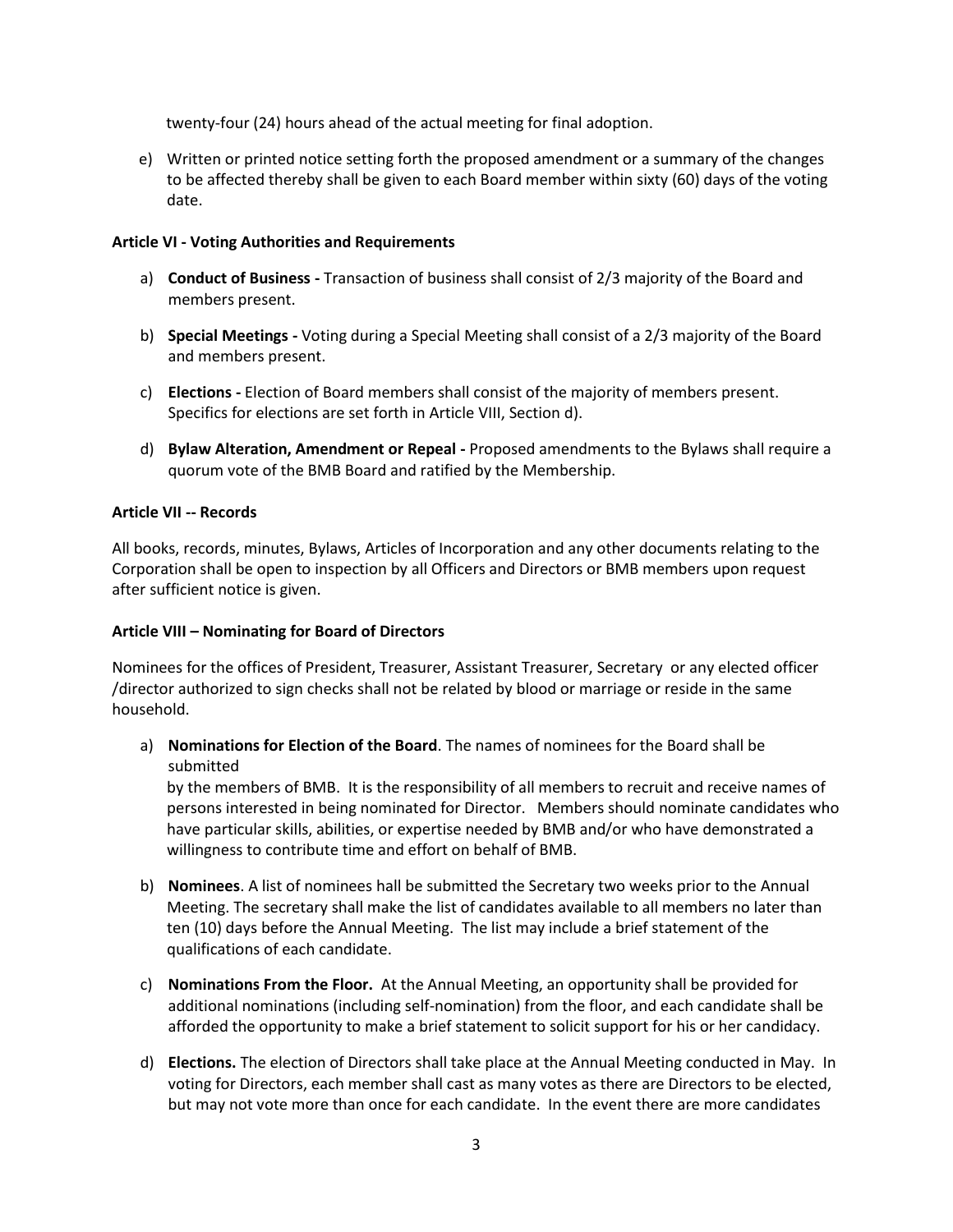twenty-four (24) hours ahead of the actual meeting for final adoption.

e) Written or printed notice setting forth the proposed amendment or a summary of the changes to be affected thereby shall be given to each Board member within sixty (60) days of the voting date.

**Article VI - Voting Authorities and Requirements**

a) **Conduct of Business -** Transaction of business shall consist of 2/3 majority of the Board and members present.

b) **Special Meetings -** Voting during a Special Meeting shall consist of a 2/3 majority of the Board and members present.

c) **Elections -** Election of Board members shall consist of the majority of members present. Specifics for elections are set forth in Article VIII, Section d).

d) **Bylaw Alteration, Amendment or Repeal -** Proposed amendments to the Bylaws shall require a quorum vote of the BMB Board and ratified by the Membership.

**Article VII -- Records**

All books, records, minutes, Bylaws, Articles of Incorporation and any other documents relating to the Corporation shall be open to inspection by all Officers and Directors or BMB members upon request after sufficient notice is given.

**Article VIII – Nominating for Board of Directors**

Nominees for the offices of President, Treasurer, Assistant Treasurer, Secretary or any elected officer /director authorized to sign checks shall not be related by blood or marriage or reside in the same household.

a) **Nominations for Election of the Board**. The names of nominees for the Board shall be submitted by the members of BMB. It is the responsibility of all members to recruit and receive names of persons interested in being nominated for Director. Members should nominate candidates who have particular skills, abilities, or expertise needed by BMB and/or who have demonstrated a willingness to contribute time and effort on behalf of BMB.

b) **Nominees**. A list of nominees hall be submitted the Secretary two weeks prior to the Annual Meeting. The secretary shall make the list of candidates available to all members no later than ten (10) days before the Annual Meeting. The list may include a brief statement of the qualifications of each candidate.

c) **Nominations From the Floor.** At the Annual Meeting, an opportunity shall be provided for additional nominations (including self-nomination) from the floor, and each candidate shall be afforded the opportunity to make a brief statement to solicit support for his or her candidacy.

d) **Elections.** The election of Directors shall take place at the Annual Meeting conducted in May. In voting for Directors, each member shall cast as many votes as there are Directors to be elected, but may not vote more than once for each candidate. In the event there are more candidates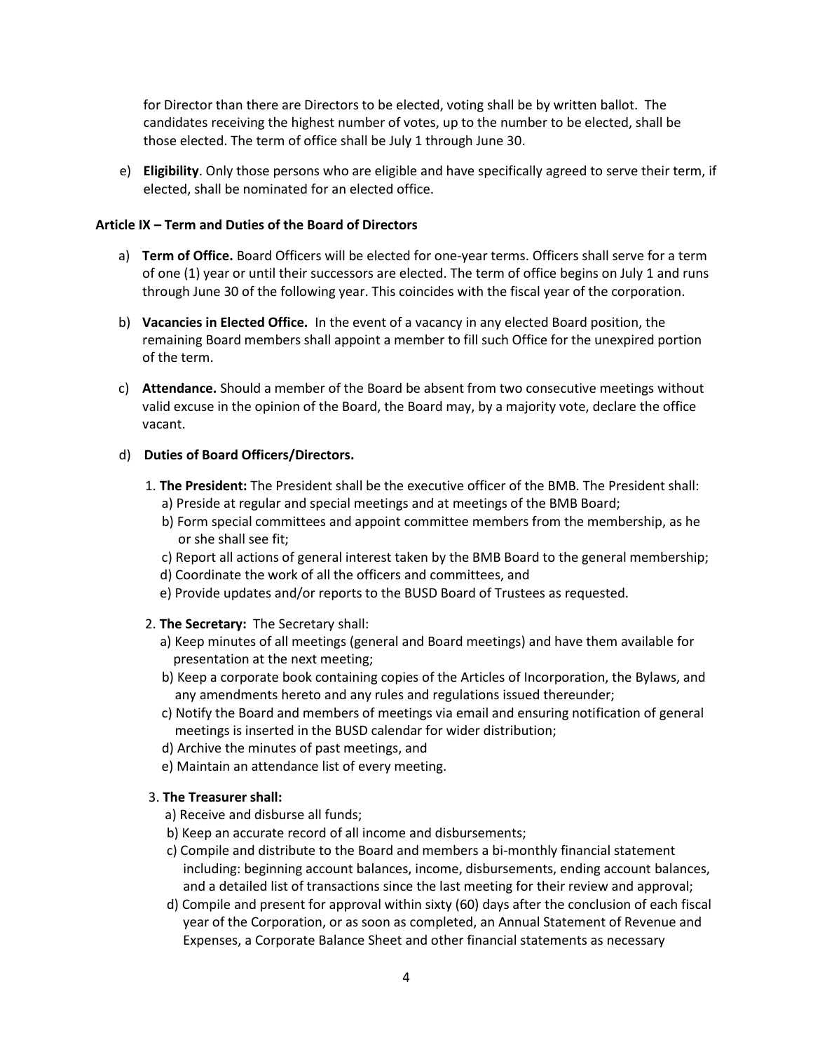for Director than there are Directors to be elected, voting shall be by written ballot. The candidates receiving the highest number of votes, up to the number to be elected, shall be those elected. The term of office shall be July 1 through June 30.

e) **Eligibility**. Only those persons who are eligible and have specifically agreed to serve their term, if elected, shall be nominated for an elected office.

### Article IX – Term and Duties of the Board of Directors

a) **Term of Office.** Board Officers will be elected for one-year terms. Officers shall serve for a term of one (1) year or until their successors are elected. The term of office begins on July 1 and runs through June 30 of the following year. This coincides with the fiscal year of the corporation.

b) **Vacancies in Elected Office.** In the event of a vacancy in any elected Board position, the remaining Board members shall appoint a member to fill such Office for the unexpired portion of the term.

c) **Attendance.** Should a member of the Board be absent from two consecutive meetings without valid excuse in the opinion of the Board, the Board may, by a majority vote, declare the office vacant.

d) **Duties of Board Officers/Directors.**

1. **The President:** The President shall be the executive officer of the BMB. The President shall:
   a) Preside at regular and special meetings and at meetings of the BMB Board;
   b) Form special committees and appoint committee members from the membership, as he or she shall see fit;
   c) Report all actions of general interest taken by the BMB Board to the general membership;
   d) Coordinate the work of all the officers and committees, and
   e) Provide updates and/or reports to the BUSD Board of Trustees as requested.

2. **The Secretary:** The Secretary shall:
   a) Keep minutes of all meetings (general and Board meetings) and have them available for presentation at the next meeting;
   b) Keep a corporate book containing copies of the Articles of Incorporation, the Bylaws, and any amendments hereto and any rules and regulations issued thereunder;
   c) Notify the Board and members of meetings via email and ensuring notification of general meetings is inserted in the BUSD calendar for wider distribution;
   d) Archive the minutes of past meetings, and
   e) Maintain an attendance list of every meeting.

3. **The Treasurer shall:**
   a) Receive and disburse all funds;
   b) Keep an accurate record of all income and disbursements;
   c) Compile and distribute to the Board and members a bi-monthly financial statement including: beginning account balances, income, disbursements, ending account balances, and a detailed list of transactions since the last meeting for their review and approval;
   d) Compile and present for approval within sixty (60) days after the conclusion of each fiscal year of the Corporation, or as soon as completed, an Annual Statement of Revenue and Expenses, a Corporate Balance Sheet and other financial statements as necessary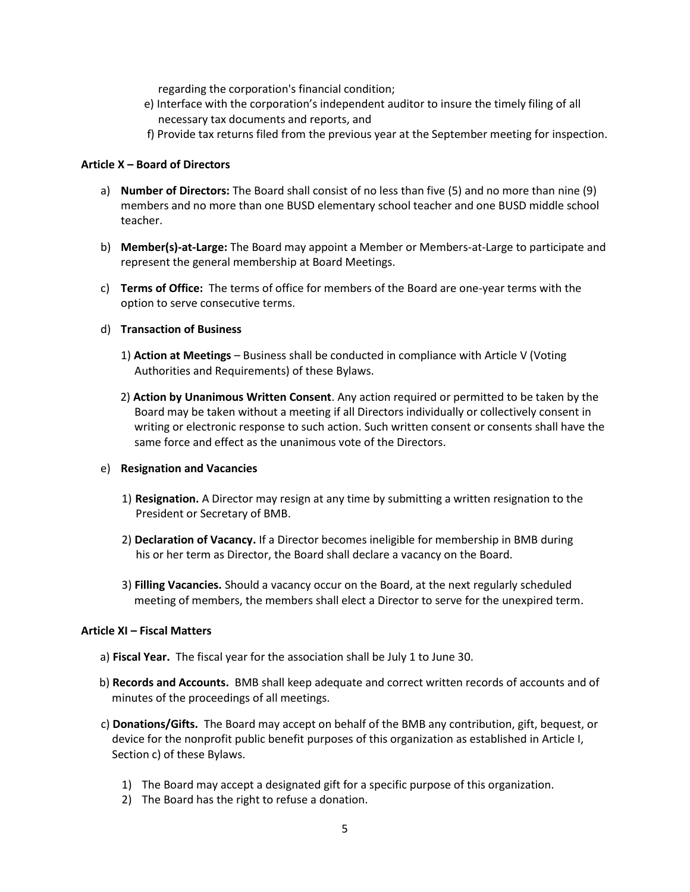regarding the corporation's financial condition;

e) Interface with the corporation's independent auditor to insure the timely filing of all necessary tax documents and reports, and

f) Provide tax returns filed from the previous year at the September meeting for inspection.

**Article X – Board of Directors**

a) **Number of Directors:** The Board shall consist of no less than five (5) and no more than nine (9) members and no more than one BUSD elementary school teacher and one BUSD middle school teacher.

b) **Member(s)-at-Large:** The Board may appoint a Member or Members-at-Large to participate and represent the general membership at Board Meetings.

c) **Terms of Office:** The terms of office for members of the Board are one-year terms with the option to serve consecutive terms.

d) **Transaction of Business**

1) **Action at Meetings** – Business shall be conducted in compliance with Article V (Voting Authorities and Requirements) of these Bylaws.

2) **Action by Unanimous Written Consent**. Any action required or permitted to be taken by the Board may be taken without a meeting if all Directors individually or collectively consent in writing or electronic response to such action. Such written consent or consents shall have the same force and effect as the unanimous vote of the Directors.

e) **Resignation and Vacancies**

1) **Resignation.** A Director may resign at any time by submitting a written resignation to the President or Secretary of BMB.

2) **Declaration of Vacancy.** If a Director becomes ineligible for membership in BMB during his or her term as Director, the Board shall declare a vacancy on the Board.

3) **Filling Vacancies.** Should a vacancy occur on the Board, at the next regularly scheduled meeting of members, the members shall elect a Director to serve for the unexpired term.

**Article XI – Fiscal Matters**

a) **Fiscal Year.** The fiscal year for the association shall be July 1 to June 30.

b) **Records and Accounts.** BMB shall keep adequate and correct written records of accounts and of minutes of the proceedings of all meetings.

c) **Donations/Gifts.** The Board may accept on behalf of the BMB any contribution, gift, bequest, or device for the nonprofit public benefit purposes of this organization as established in Article I, Section c) of these Bylaws.

1) The Board may accept a designated gift for a specific purpose of this organization.
2) The Board has the right to refuse a donation.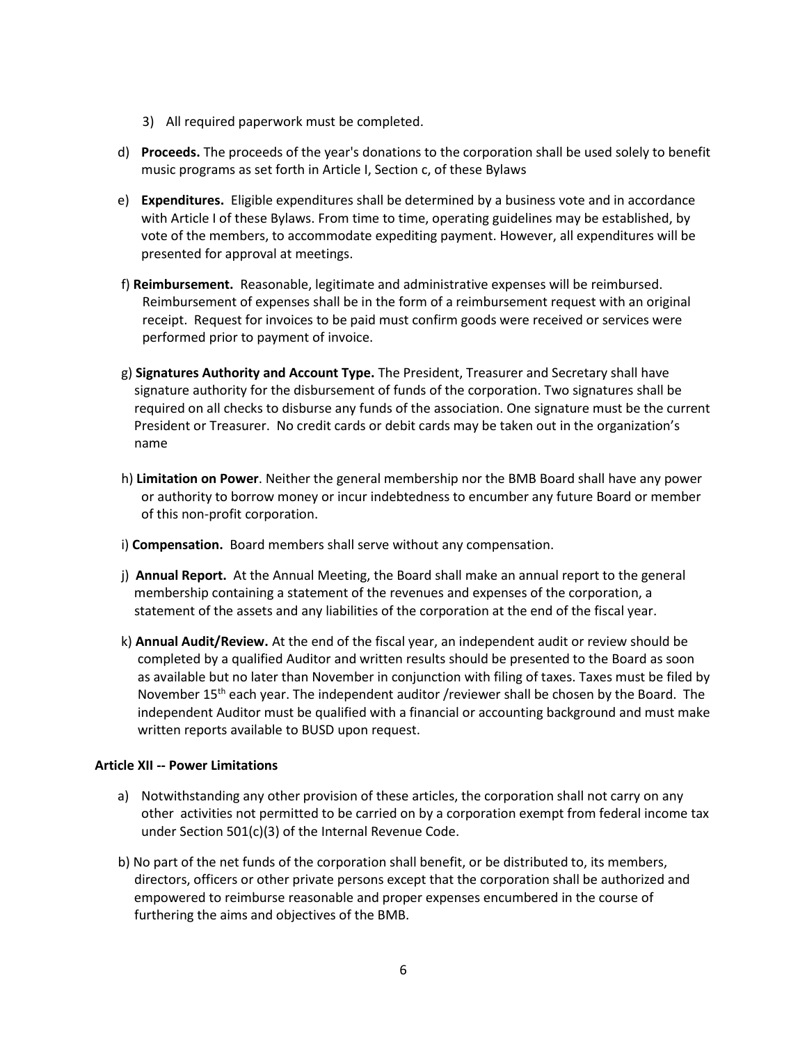3) All required paperwork must be completed.

d) **Proceeds.** The proceeds of the year's donations to the corporation shall be used solely to benefit music programs as set forth in Article I, Section c, of these Bylaws

e) **Expenditures.** Eligible expenditures shall be determined by a business vote and in accordance with Article I of these Bylaws. From time to time, operating guidelines may be established, by vote of the members, to accommodate expediting payment. However, all expenditures will be presented for approval at meetings.

f) **Reimbursement.** Reasonable, legitimate and administrative expenses will be reimbursed. Reimbursement of expenses shall be in the form of a reimbursement request with an original receipt. Request for invoices to be paid must confirm goods were received or services were performed prior to payment of invoice.

g) **Signatures Authority and Account Type.** The President, Treasurer and Secretary shall have signature authority for the disbursement of funds of the corporation. Two signatures shall be required on all checks to disburse any funds of the association. One signature must be the current President or Treasurer. No credit cards or debit cards may be taken out in the organization's name

h) **Limitation on Power**. Neither the general membership nor the BMB Board shall have any power or authority to borrow money or incur indebtedness to encumber any future Board or member of this non-profit corporation.

i) **Compensation.** Board members shall serve without any compensation.

j) **Annual Report.** At the Annual Meeting, the Board shall make an annual report to the general membership containing a statement of the revenues and expenses of the corporation, a statement of the assets and any liabilities of the corporation at the end of the fiscal year.

k) **Annual Audit/Review.** At the end of the fiscal year, an independent audit or review should be completed by a qualified Auditor and written results should be presented to the Board as soon as available but no later than November in conjunction with filing of taxes. Taxes must be filed by November 15th each year. The independent auditor /reviewer shall be chosen by the Board. The independent Auditor must be qualified with a financial or accounting background and must make written reports available to BUSD upon request.

**Article XII -- Power Limitations**

a) Notwithstanding any other provision of these articles, the corporation shall not carry on any other activities not permitted to be carried on by a corporation exempt from federal income tax under Section 501(c)(3) of the Internal Revenue Code.

b) No part of the net funds of the corporation shall benefit, or be distributed to, its members, directors, officers or other private persons except that the corporation shall be authorized and empowered to reimburse reasonable and proper expenses encumbered in the course of furthering the aims and objectives of the BMB.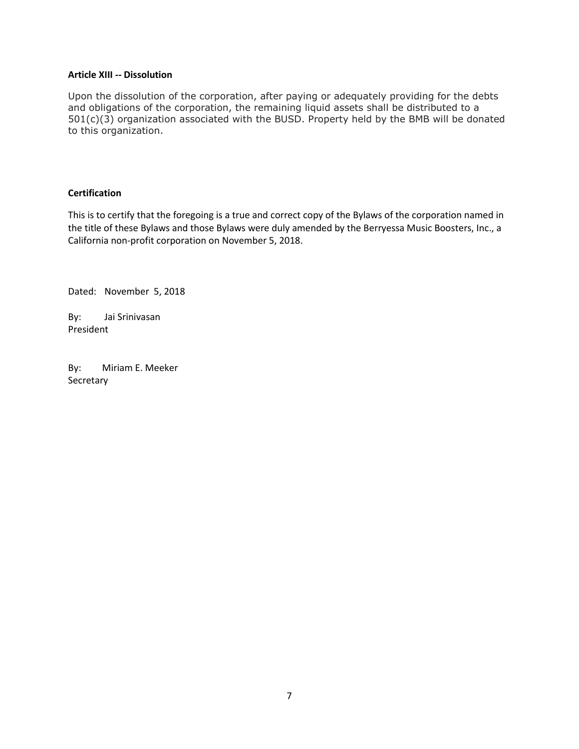**Article XIII -- Dissolution**

Upon the dissolution of the corporation, after paying or adequately providing for the debts and obligations of the corporation, the remaining liquid assets shall be distributed to a 501(c)(3) organization associated with the BUSD. Property held by the BMB will be donated to this organization.

**Certification**

This is to certify that the foregoing is a true and correct copy of the Bylaws of the corporation named in the title of these Bylaws and those Bylaws were duly amended by the Berryessa Music Boosters, Inc., a California non-profit corporation on November 5, 2018.

Dated: November 5, 2018

By: Jai Srinivasan
President

By: Miriam E. Meeker
Secretary